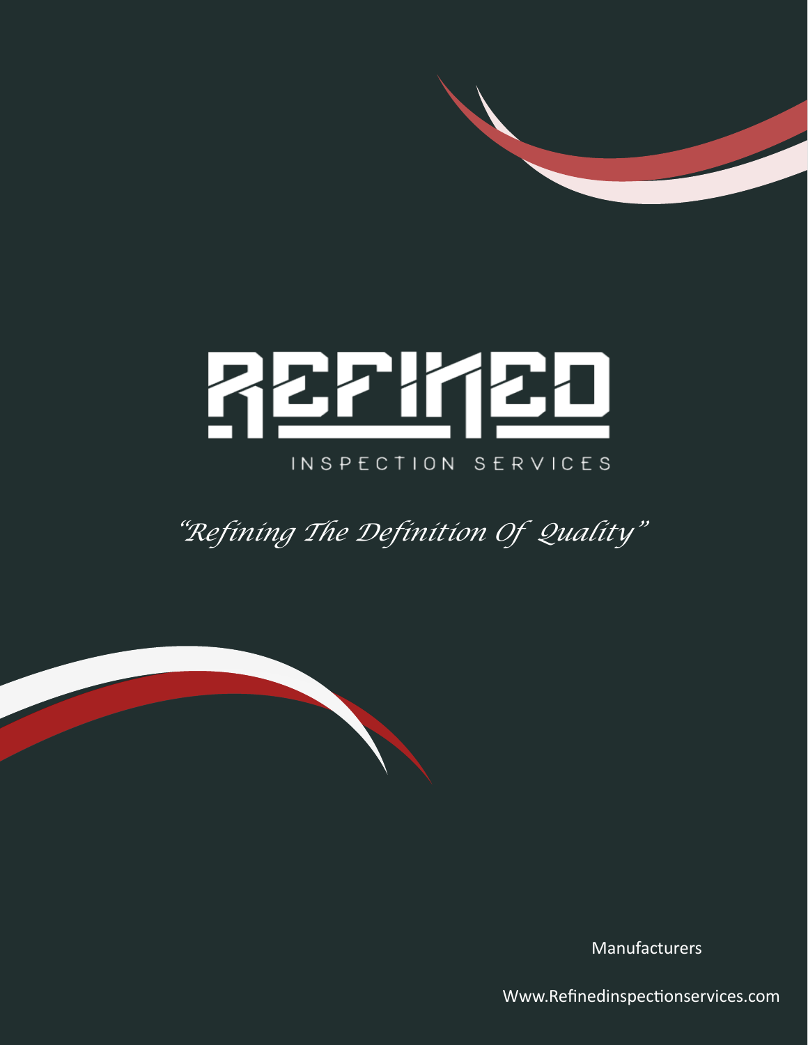# REFINED

INSPECTION SERVICES

*"Refining The Definition Of Quality"*

Manufacturers

Www.Refinedinspectionservices.com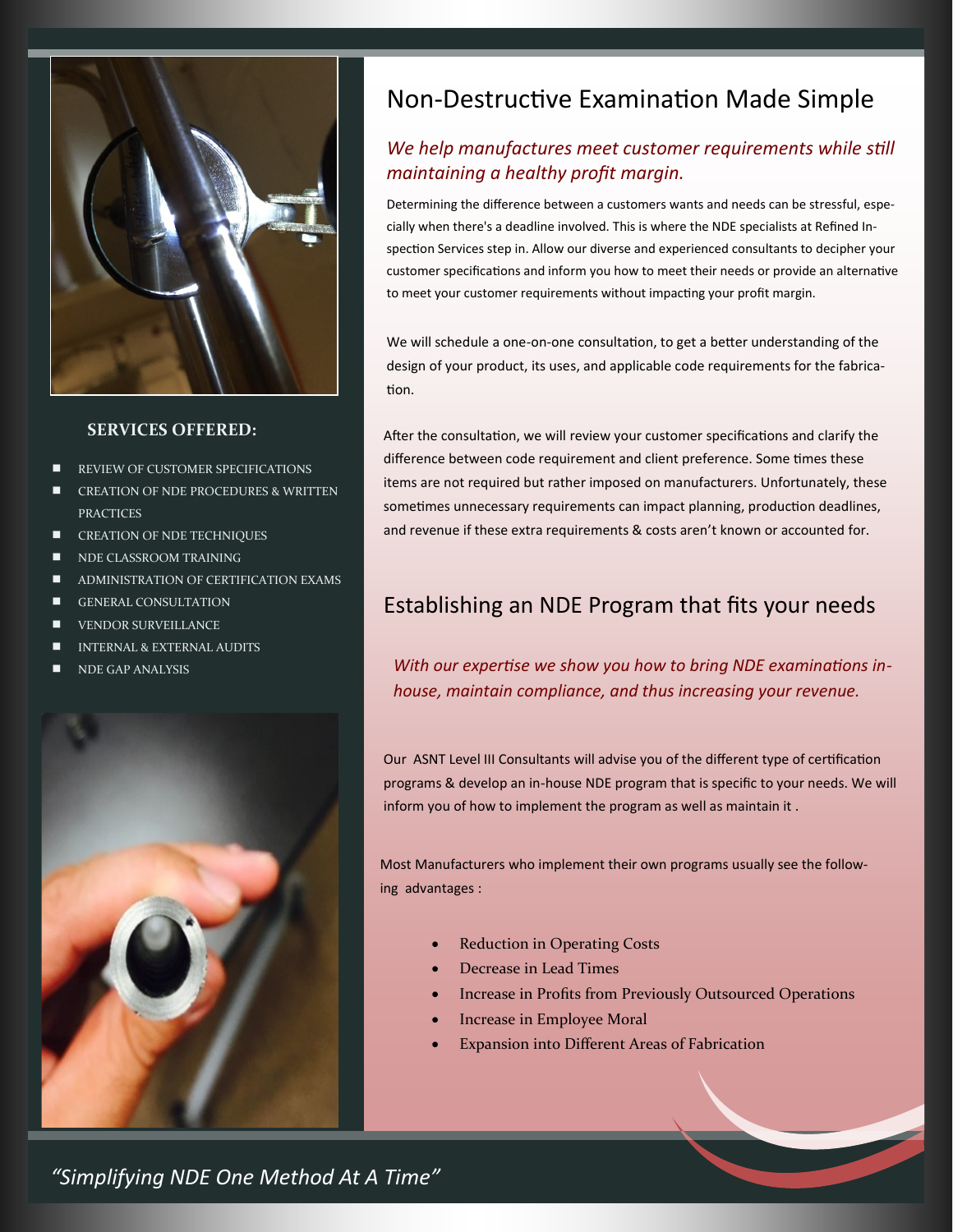**SERVICES OFFERED:**

- REVIEW OF CUSTOMER SPECIFICATIONS
- CREATION OF NDE PROCEDURES & WRITTEN PRACTICES
- CREATION OF NDE TECHNIQUES
- NDE CLASSROOM TRAINING
- ADMINISTRATION OF CERTIFICATION EXAMS
- GENERAL CONSULTATION
- VENDOR SURVEILLANCE
- INTERNAL & EXTERNAL AUDITS
- NDE GAP ANALYSIS

# Non-Destructive Examination Made Simple

*We help manufactures meet customer requirements while still maintaining a healthy profit margin.*

Determining the difference between a customers wants and needs can be stressful, especially when there's a deadline involved. This is where the NDE specialists at Refined Inspection Services step in. Allow our diverse and experienced consultants to decipher your customer specifications and inform you how to meet their needs or provide an alternative to meet your customer requirements without impacting your profit margin.

We will schedule a one-on-one consultation, to get a better understanding of the design of your product, its uses, and applicable code requirements for the fabrication.

After the consultation, we will review your customer specifications and clarify the difference between code requirement and client preference. Some times these items are not required but rather imposed on manufacturers. Unfortunately, these sometimes unnecessary requirements can impact planning, production deadlines, and revenue if these extra requirements & costs aren't known or accounted for.

# Establishing an NDE Program that fits your needs

*With our expertise we show you how to bring NDE examinations in-house, maintain compliance, and thus increasing your revenue.*

Our ASNT Level III Consultants will advise you of the different type of certification programs & develop an in-house NDE program that is specific to your needs. We will inform you of how to implement the program as well as maintain it .

Most Manufacturers who implement their own programs usually see the following advantages :

- Reduction in Operating Costs
- Decrease in Lead Times
- Increase in Profits from Previously Outsourced Operations
- Increase in Employee Moral
- Expansion into Different Areas of Fabrication

*"Simplifying NDE One Method At A Time"*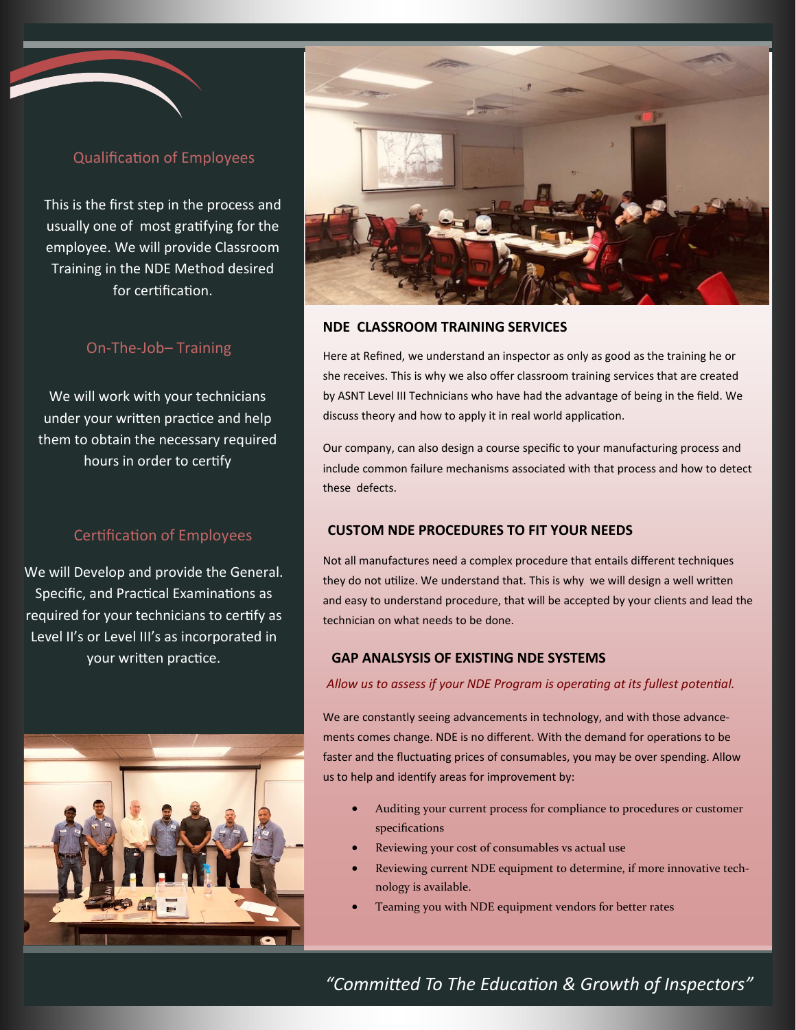## Qualification of Employees

This is the first step in the process and usually one of most gratifying for the employee. We will provide Classroom Training in the NDE Method desired for certification.

## On-The-Job– Training

We will work with your technicians under your written practice and help them to obtain the necessary required hours in order to certify

## Certification of Employees

We will Develop and provide the General. Specific, and Practical Examinations as required for your technicians to certify as Level II's or Level III's as incorporated in your written practice.

## NDE CLASSROOM TRAINING SERVICES

Here at Refined, we understand an inspector as only as good as the training he or she receives. This is why we also offer classroom training services that are created by ASNT Level III Technicians who have had the advantage of being in the field. We discuss theory and how to apply it in real world application.

Our company, can also design a course specific to your manufacturing process and include common failure mechanisms associated with that process and how to detect these defects.

## CUSTOM NDE PROCEDURES TO FIT YOUR NEEDS

Not all manufactures need a complex procedure that entails different techniques they do not utilize. We understand that. This is why we will design a well written and easy to understand procedure, that will be accepted by your clients and lead the technician on what needs to be done.

## GAP ANALSYSIS OF EXISTING NDE SYSTEMS

*Allow us to assess if your NDE Program is operating at its fullest potential.*

We are constantly seeing advancements in technology, and with those advancements comes change. NDE is no different. With the demand for operations to be faster and the fluctuating prices of consumables, you may be over spending. Allow us to help and identify areas for improvement by:

- Auditing your current process for compliance to procedures or customer specifications
- Reviewing your cost of consumables vs actual use
- Reviewing current NDE equipment to determine, if more innovative technology is available.
- Teaming you with NDE equipment vendors for better rates

*"Committed To The Education & Growth of Inspectors"*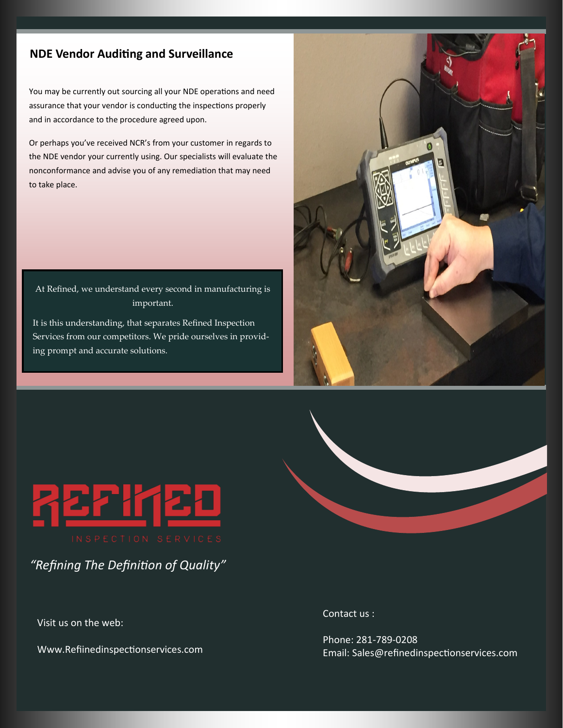## NDE Vendor Auditing and Surveillance

You may be currently out sourcing all your NDE operations and need assurance that your vendor is conducting the inspections properly and in accordance to the procedure agreed upon.

Or perhaps you've received NCR's from your customer in regards to the NDE vendor your currently using. Our specialists will evaluate the nonconformance and advise you of any remediation that may need to take place.

At Refined, we understand every second in manufacturing is important.

It is this understanding, that separates Refined Inspection Services from our competitors. We pride ourselves in providing prompt and accurate solutions.

REFINED

INSPECTION SERVICES

*"Refining The Definition of Quality"*

Visit us on the web:

Www.Refiinedinspectionservices.com

Contact us :

Phone: 281-789-0208
Email: Sales@refinedinspectionservices.com